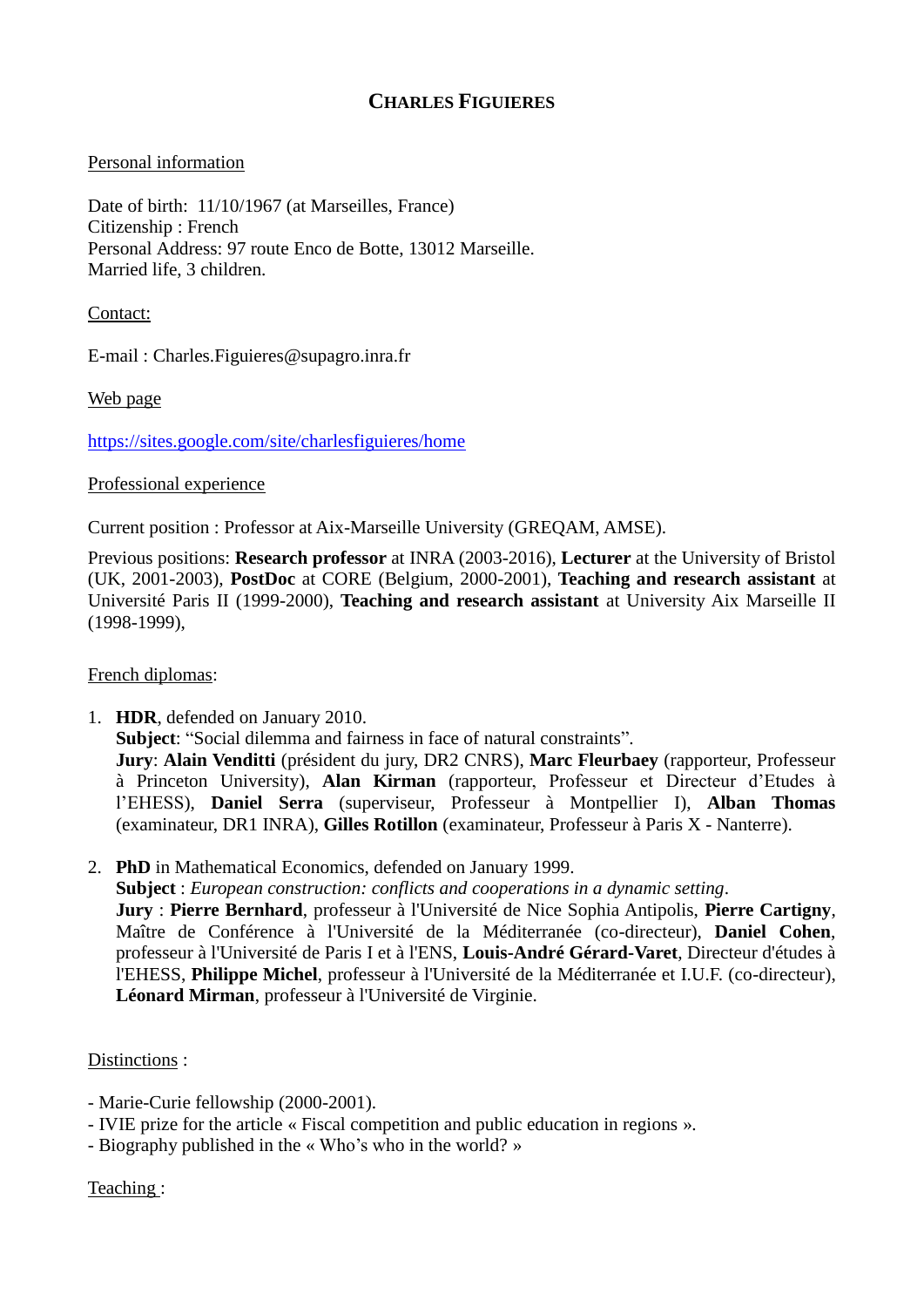# CHARLES FIGUIERES

Personal information

Date of birth: 11/10/1967 (at Marseilles, France)
Citizenship : French
Personal Address: 97 route Enco de Botte, 13012 Marseille.
Married life, 3 children.

Contact:

E-mail : Charles.Figuieres@supagro.inra.fr

Web page

https://sites.google.com/site/charlesfiguieres/home

Professional experience

Current position : Professor at Aix-Marseille University (GREQAM, AMSE).

Previous positions: **Research professor** at INRA (2003-2016), **Lecturer** at the University of Bristol (UK, 2001-2003), **PostDoc** at CORE (Belgium, 2000-2001), **Teaching and research assistant** at Université Paris II (1999-2000), **Teaching and research assistant** at University Aix Marseille II (1998-1999),

French diplomas:

1. **HDR**, defended on January 2010.
   **Subject**: "Social dilemma and fairness in face of natural constraints".
   **Jury**: **Alain Venditti** (président du jury, DR2 CNRS), **Marc Fleurbaey** (rapporteur, Professeur à Princeton University), **Alan Kirman** (rapporteur, Professeur et Directeur d'Etudes à l'EHESS), **Daniel Serra** (superviseur, Professeur à Montpellier I), **Alban Thomas** (examinateur, DR1 INRA), **Gilles Rotillon** (examinateur, Professeur à Paris X - Nanterre).

2. **PhD** in Mathematical Economics, defended on January 1999.
   **Subject** : *European construction: conflicts and cooperations in a dynamic setting*.
   **Jury** : **Pierre Bernhard**, professeur à l'Université de Nice Sophia Antipolis, **Pierre Cartigny**, Maître de Conférence à l'Université de la Méditerranée (co-directeur), **Daniel Cohen**, professeur à l'Université de Paris I et à l'ENS, **Louis-André Gérard-Varet**, Directeur d'études à l'EHESS, **Philippe Michel**, professeur à l'Université de la Méditerranée et I.U.F. (co-directeur), **Léonard Mirman**, professeur à l'Université de Virginie.

Distinctions :

- Marie-Curie fellowship (2000-2001).
- IVIE prize for the article « Fiscal competition and public education in regions ».
- Biography published in the « Who's who in the world? »

Teaching :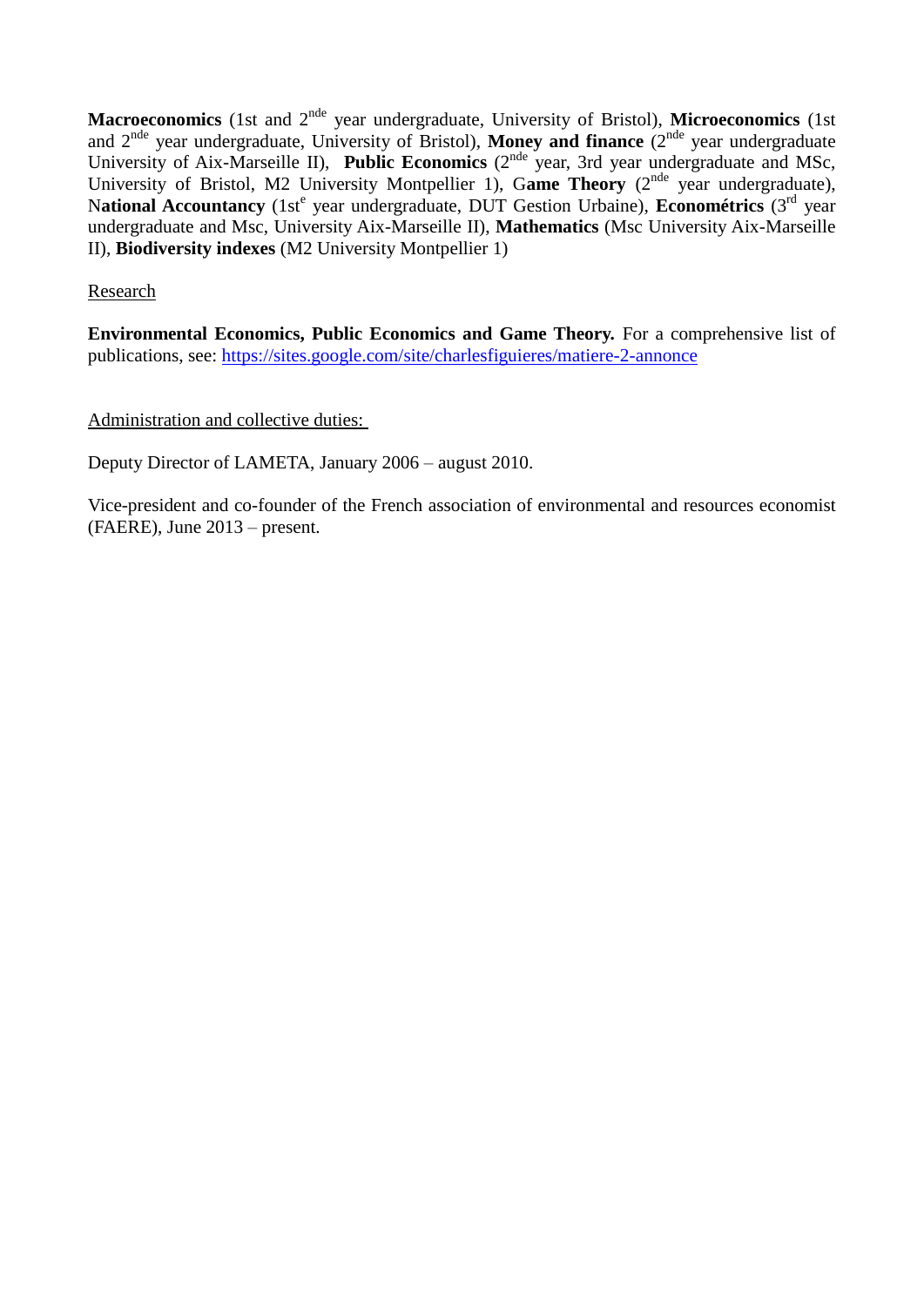**Macroeconomics** (1st and 2nde year undergraduate, University of Bristol), **Microeconomics** (1st and 2nde year undergraduate, University of Bristol), **Money and finance** (2nde year undergraduate University of Aix-Marseille II), **Public Economics** (2nde year, 3rd year undergraduate and MSc, University of Bristol, M2 University Montpellier 1), G**ame Theory** (2nde year undergraduate), N**ational Accountancy** (1ste year undergraduate, DUT Gestion Urbaine), **Econométrics** (3rd year undergraduate and Msc, University Aix-Marseille II), **Mathematics** (Msc University Aix-Marseille II), **Biodiversity indexes** (M2 University Montpellier 1)

Research

**Environmental Economics, Public Economics and Game Theory.** For a comprehensive list of publications, see: https://sites.google.com/site/charlesfiguieres/matiere-2-annonce

Administration and collective duties:

Deputy Director of LAMETA, January 2006 – august 2010.

Vice-president and co-founder of the French association of environmental and resources economist (FAERE), June 2013 – present.